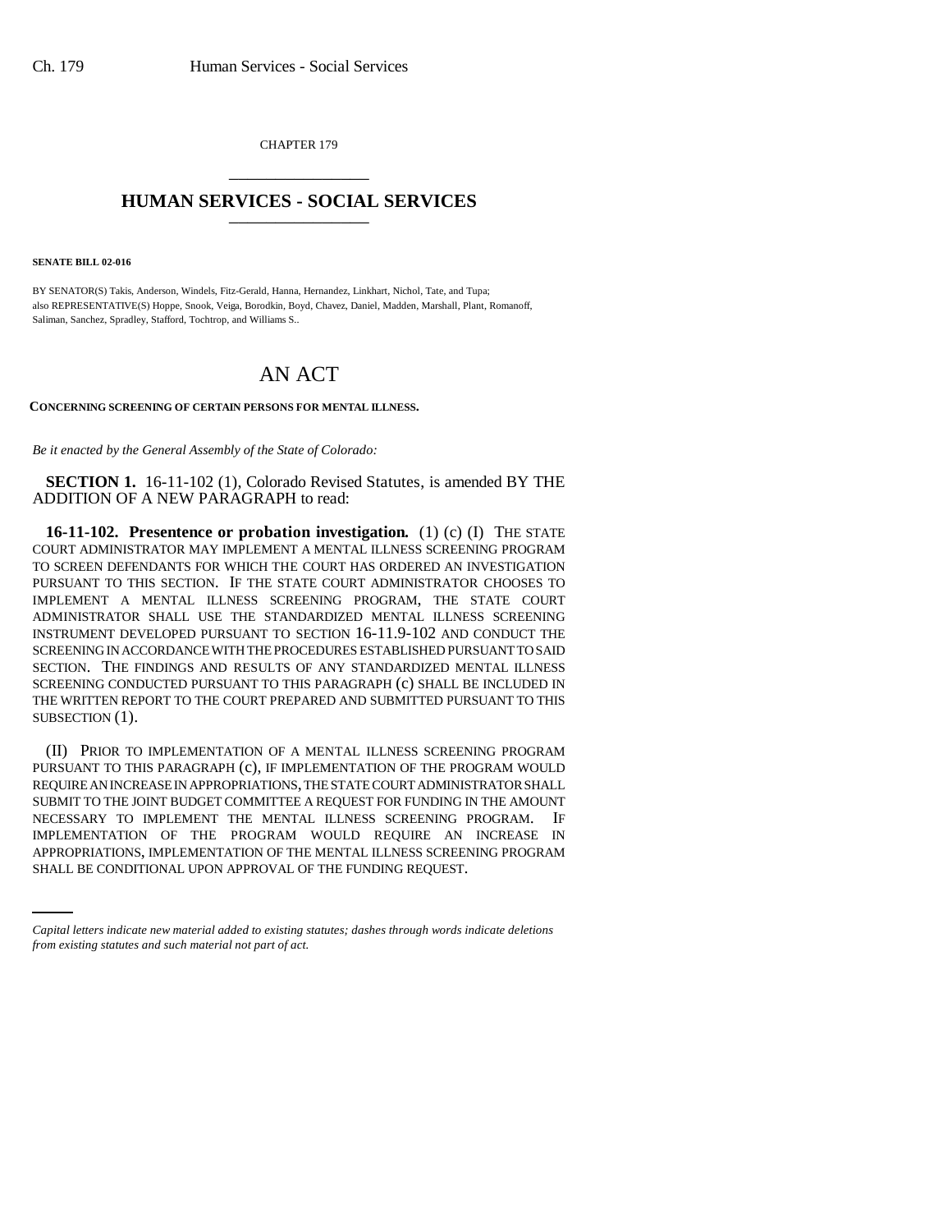CHAPTER 179

# HUMAN SERVICES - SOCIAL SERVICES

**SENATE BILL 02-016**

BY SENATOR(S) Takis, Anderson, Windels, Fitz-Gerald, Hanna, Hernandez, Linkhart, Nichol, Tate, and Tupa;
also REPRESENTATIVE(S) Hoppe, Snook, Veiga, Borodkin, Boyd, Chavez, Daniel, Madden, Marshall, Plant, Romanoff, Saliman, Sanchez, Spradley, Stafford, Tochtrop, and Williams S..

# AN ACT

**CONCERNING SCREENING OF CERTAIN PERSONS FOR MENTAL ILLNESS.**

*Be it enacted by the General Assembly of the State of Colorado:*

**SECTION 1.** 16-11-102 (1), Colorado Revised Statutes, is amended BY THE ADDITION OF A NEW PARAGRAPH to read:

**16-11-102. Presentence or probation investigation.** (1) (c) (I) THE STATE COURT ADMINISTRATOR MAY IMPLEMENT A MENTAL ILLNESS SCREENING PROGRAM TO SCREEN DEFENDANTS FOR WHICH THE COURT HAS ORDERED AN INVESTIGATION PURSUANT TO THIS SECTION. IF THE STATE COURT ADMINISTRATOR CHOOSES TO IMPLEMENT A MENTAL ILLNESS SCREENING PROGRAM, THE STATE COURT ADMINISTRATOR SHALL USE THE STANDARDIZED MENTAL ILLNESS SCREENING INSTRUMENT DEVELOPED PURSUANT TO SECTION 16-11.9-102 AND CONDUCT THE SCREENING IN ACCORDANCE WITH THE PROCEDURES ESTABLISHED PURSUANT TO SAID SECTION. THE FINDINGS AND RESULTS OF ANY STANDARDIZED MENTAL ILLNESS SCREENING CONDUCTED PURSUANT TO THIS PARAGRAPH (c) SHALL BE INCLUDED IN THE WRITTEN REPORT TO THE COURT PREPARED AND SUBMITTED PURSUANT TO THIS SUBSECTION (1).

(II) PRIOR TO IMPLEMENTATION OF A MENTAL ILLNESS SCREENING PROGRAM PURSUANT TO THIS PARAGRAPH (c), IF IMPLEMENTATION OF THE PROGRAM WOULD REQUIRE AN INCREASE IN APPROPRIATIONS, THE STATE COURT ADMINISTRATOR SHALL SUBMIT TO THE JOINT BUDGET COMMITTEE A REQUEST FOR FUNDING IN THE AMOUNT NECESSARY TO IMPLEMENT THE MENTAL ILLNESS SCREENING PROGRAM. IF IMPLEMENTATION OF THE PROGRAM WOULD REQUIRE AN INCREASE IN APPROPRIATIONS, IMPLEMENTATION OF THE MENTAL ILLNESS SCREENING PROGRAM SHALL BE CONDITIONAL UPON APPROVAL OF THE FUNDING REQUEST.

*Capital letters indicate new material added to existing statutes; dashes through words indicate deletions from existing statutes and such material not part of act.*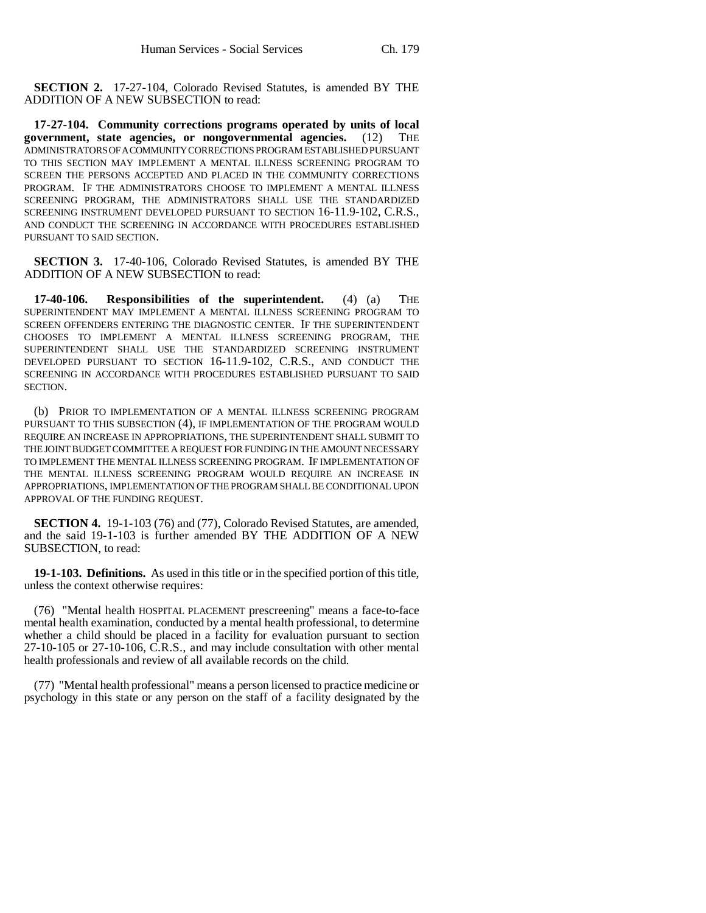**SECTION 2.** 17-27-104, Colorado Revised Statutes, is amended BY THE ADDITION OF A NEW SUBSECTION to read:

**17-27-104. Community corrections programs operated by units of local government, state agencies, or nongovernmental agencies.** (12) THE ADMINISTRATORS OF A COMMUNITY CORRECTIONS PROGRAM ESTABLISHED PURSUANT TO THIS SECTION MAY IMPLEMENT A MENTAL ILLNESS SCREENING PROGRAM TO SCREEN THE PERSONS ACCEPTED AND PLACED IN THE COMMUNITY CORRECTIONS PROGRAM. IF THE ADMINISTRATORS CHOOSE TO IMPLEMENT A MENTAL ILLNESS SCREENING PROGRAM, THE ADMINISTRATORS SHALL USE THE STANDARDIZED SCREENING INSTRUMENT DEVELOPED PURSUANT TO SECTION 16-11.9-102, C.R.S., AND CONDUCT THE SCREENING IN ACCORDANCE WITH PROCEDURES ESTABLISHED PURSUANT TO SAID SECTION.

**SECTION 3.** 17-40-106, Colorado Revised Statutes, is amended BY THE ADDITION OF A NEW SUBSECTION to read:

**17-40-106. Responsibilities of the superintendent.** (4) (a) THE SUPERINTENDENT MAY IMPLEMENT A MENTAL ILLNESS SCREENING PROGRAM TO SCREEN OFFENDERS ENTERING THE DIAGNOSTIC CENTER. IF THE SUPERINTENDENT CHOOSES TO IMPLEMENT A MENTAL ILLNESS SCREENING PROGRAM, THE SUPERINTENDENT SHALL USE THE STANDARDIZED SCREENING INSTRUMENT DEVELOPED PURSUANT TO SECTION 16-11.9-102, C.R.S., AND CONDUCT THE SCREENING IN ACCORDANCE WITH PROCEDURES ESTABLISHED PURSUANT TO SAID SECTION.

(b) PRIOR TO IMPLEMENTATION OF A MENTAL ILLNESS SCREENING PROGRAM PURSUANT TO THIS SUBSECTION (4), IF IMPLEMENTATION OF THE PROGRAM WOULD REQUIRE AN INCREASE IN APPROPRIATIONS, THE SUPERINTENDENT SHALL SUBMIT TO THE JOINT BUDGET COMMITTEE A REQUEST FOR FUNDING IN THE AMOUNT NECESSARY TO IMPLEMENT THE MENTAL ILLNESS SCREENING PROGRAM. IF IMPLEMENTATION OF THE MENTAL ILLNESS SCREENING PROGRAM WOULD REQUIRE AN INCREASE IN APPROPRIATIONS, IMPLEMENTATION OF THE PROGRAM SHALL BE CONDITIONAL UPON APPROVAL OF THE FUNDING REQUEST.

**SECTION 4.** 19-1-103 (76) and (77), Colorado Revised Statutes, are amended, and the said 19-1-103 is further amended BY THE ADDITION OF A NEW SUBSECTION, to read:

**19-1-103. Definitions.** As used in this title or in the specified portion of this title, unless the context otherwise requires:

(76) "Mental health HOSPITAL PLACEMENT prescreening" means a face-to-face mental health examination, conducted by a mental health professional, to determine whether a child should be placed in a facility for evaluation pursuant to section 27-10-105 or 27-10-106, C.R.S., and may include consultation with other mental health professionals and review of all available records on the child.

(77) "Mental health professional" means a person licensed to practice medicine or psychology in this state or any person on the staff of a facility designated by the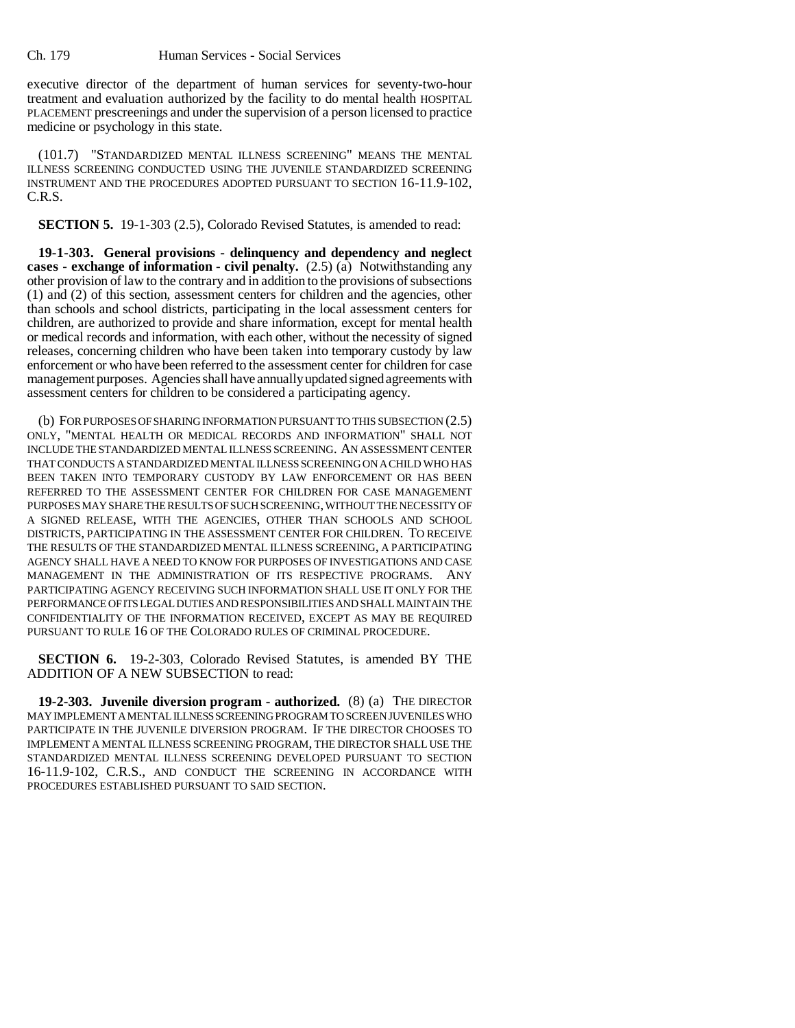executive director of the department of human services for seventy-two-hour treatment and evaluation authorized by the facility to do mental health HOSPITAL PLACEMENT prescreenings and under the supervision of a person licensed to practice medicine or psychology in this state.

(101.7) "STANDARDIZED MENTAL ILLNESS SCREENING" MEANS THE MENTAL ILLNESS SCREENING CONDUCTED USING THE JUVENILE STANDARDIZED SCREENING INSTRUMENT AND THE PROCEDURES ADOPTED PURSUANT TO SECTION 16-11.9-102, C.R.S.

**SECTION 5.** 19-1-303 (2.5), Colorado Revised Statutes, is amended to read:

**19-1-303. General provisions - delinquency and dependency and neglect cases - exchange of information - civil penalty.** (2.5) (a) Notwithstanding any other provision of law to the contrary and in addition to the provisions of subsections (1) and (2) of this section, assessment centers for children and the agencies, other than schools and school districts, participating in the local assessment centers for children, are authorized to provide and share information, except for mental health or medical records and information, with each other, without the necessity of signed releases, concerning children who have been taken into temporary custody by law enforcement or who have been referred to the assessment center for children for case management purposes. Agencies shall have annually updated signed agreements with assessment centers for children to be considered a participating agency.

(b) FOR PURPOSES OF SHARING INFORMATION PURSUANT TO THIS SUBSECTION (2.5) ONLY, "MENTAL HEALTH OR MEDICAL RECORDS AND INFORMATION" SHALL NOT INCLUDE THE STANDARDIZED MENTAL ILLNESS SCREENING. AN ASSESSMENT CENTER THAT CONDUCTS A STANDARDIZED MENTAL ILLNESS SCREENING ON A CHILD WHO HAS BEEN TAKEN INTO TEMPORARY CUSTODY BY LAW ENFORCEMENT OR HAS BEEN REFERRED TO THE ASSESSMENT CENTER FOR CHILDREN FOR CASE MANAGEMENT PURPOSES MAY SHARE THE RESULTS OF SUCH SCREENING, WITHOUT THE NECESSITY OF A SIGNED RELEASE, WITH THE AGENCIES, OTHER THAN SCHOOLS AND SCHOOL DISTRICTS, PARTICIPATING IN THE ASSESSMENT CENTER FOR CHILDREN. TO RECEIVE THE RESULTS OF THE STANDARDIZED MENTAL ILLNESS SCREENING, A PARTICIPATING AGENCY SHALL HAVE A NEED TO KNOW FOR PURPOSES OF INVESTIGATIONS AND CASE MANAGEMENT IN THE ADMINISTRATION OF ITS RESPECTIVE PROGRAMS. ANY PARTICIPATING AGENCY RECEIVING SUCH INFORMATION SHALL USE IT ONLY FOR THE PERFORMANCE OF ITS LEGAL DUTIES AND RESPONSIBILITIES AND SHALL MAINTAIN THE CONFIDENTIALITY OF THE INFORMATION RECEIVED, EXCEPT AS MAY BE REQUIRED PURSUANT TO RULE 16 OF THE COLORADO RULES OF CRIMINAL PROCEDURE.

**SECTION 6.** 19-2-303, Colorado Revised Statutes, is amended BY THE ADDITION OF A NEW SUBSECTION to read:

**19-2-303. Juvenile diversion program - authorized.** (8) (a) THE DIRECTOR MAY IMPLEMENT A MENTAL ILLNESS SCREENING PROGRAM TO SCREEN JUVENILES WHO PARTICIPATE IN THE JUVENILE DIVERSION PROGRAM. IF THE DIRECTOR CHOOSES TO IMPLEMENT A MENTAL ILLNESS SCREENING PROGRAM, THE DIRECTOR SHALL USE THE STANDARDIZED MENTAL ILLNESS SCREENING DEVELOPED PURSUANT TO SECTION 16-11.9-102, C.R.S., AND CONDUCT THE SCREENING IN ACCORDANCE WITH PROCEDURES ESTABLISHED PURSUANT TO SAID SECTION.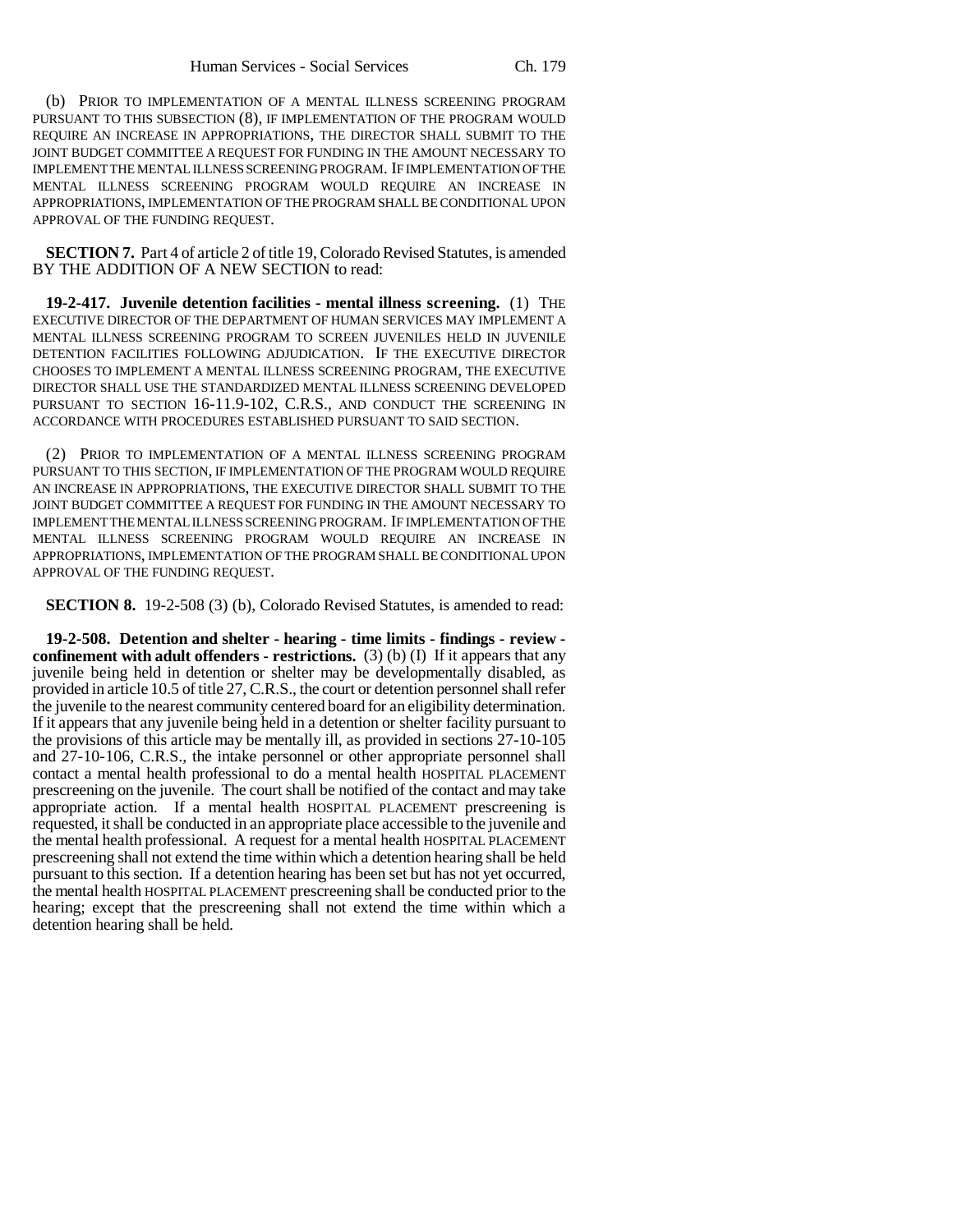(b) PRIOR TO IMPLEMENTATION OF A MENTAL ILLNESS SCREENING PROGRAM PURSUANT TO THIS SUBSECTION (8), IF IMPLEMENTATION OF THE PROGRAM WOULD REQUIRE AN INCREASE IN APPROPRIATIONS, THE DIRECTOR SHALL SUBMIT TO THE JOINT BUDGET COMMITTEE A REQUEST FOR FUNDING IN THE AMOUNT NECESSARY TO IMPLEMENT THE MENTAL ILLNESS SCREENING PROGRAM. IF IMPLEMENTATION OF THE MENTAL ILLNESS SCREENING PROGRAM WOULD REQUIRE AN INCREASE IN APPROPRIATIONS, IMPLEMENTATION OF THE PROGRAM SHALL BE CONDITIONAL UPON APPROVAL OF THE FUNDING REQUEST.

**SECTION 7.** Part 4 of article 2 of title 19, Colorado Revised Statutes, is amended BY THE ADDITION OF A NEW SECTION to read:

**19-2-417. Juvenile detention facilities - mental illness screening.** (1) THE EXECUTIVE DIRECTOR OF THE DEPARTMENT OF HUMAN SERVICES MAY IMPLEMENT A MENTAL ILLNESS SCREENING PROGRAM TO SCREEN JUVENILES HELD IN JUVENILE DETENTION FACILITIES FOLLOWING ADJUDICATION. IF THE EXECUTIVE DIRECTOR CHOOSES TO IMPLEMENT A MENTAL ILLNESS SCREENING PROGRAM, THE EXECUTIVE DIRECTOR SHALL USE THE STANDARDIZED MENTAL ILLNESS SCREENING DEVELOPED PURSUANT TO SECTION 16-11.9-102, C.R.S., AND CONDUCT THE SCREENING IN ACCORDANCE WITH PROCEDURES ESTABLISHED PURSUANT TO SAID SECTION.

(2) PRIOR TO IMPLEMENTATION OF A MENTAL ILLNESS SCREENING PROGRAM PURSUANT TO THIS SECTION, IF IMPLEMENTATION OF THE PROGRAM WOULD REQUIRE AN INCREASE IN APPROPRIATIONS, THE EXECUTIVE DIRECTOR SHALL SUBMIT TO THE JOINT BUDGET COMMITTEE A REQUEST FOR FUNDING IN THE AMOUNT NECESSARY TO IMPLEMENT THE MENTAL ILLNESS SCREENING PROGRAM. IF IMPLEMENTATION OF THE MENTAL ILLNESS SCREENING PROGRAM WOULD REQUIRE AN INCREASE IN APPROPRIATIONS, IMPLEMENTATION OF THE PROGRAM SHALL BE CONDITIONAL UPON APPROVAL OF THE FUNDING REQUEST.

**SECTION 8.** 19-2-508 (3) (b), Colorado Revised Statutes, is amended to read:

**19-2-508. Detention and shelter - hearing - time limits - findings - review - confinement with adult offenders - restrictions.** (3) (b) (I) If it appears that any juvenile being held in detention or shelter may be developmentally disabled, as provided in article 10.5 of title 27, C.R.S., the court or detention personnel shall refer the juvenile to the nearest community centered board for an eligibility determination. If it appears that any juvenile being held in a detention or shelter facility pursuant to the provisions of this article may be mentally ill, as provided in sections 27-10-105 and 27-10-106, C.R.S., the intake personnel or other appropriate personnel shall contact a mental health professional to do a mental health HOSPITAL PLACEMENT prescreening on the juvenile. The court shall be notified of the contact and may take appropriate action. If a mental health HOSPITAL PLACEMENT prescreening is requested, it shall be conducted in an appropriate place accessible to the juvenile and the mental health professional. A request for a mental health HOSPITAL PLACEMENT prescreening shall not extend the time within which a detention hearing shall be held pursuant to this section. If a detention hearing has been set but has not yet occurred, the mental health HOSPITAL PLACEMENT prescreening shall be conducted prior to the hearing; except that the prescreening shall not extend the time within which a detention hearing shall be held.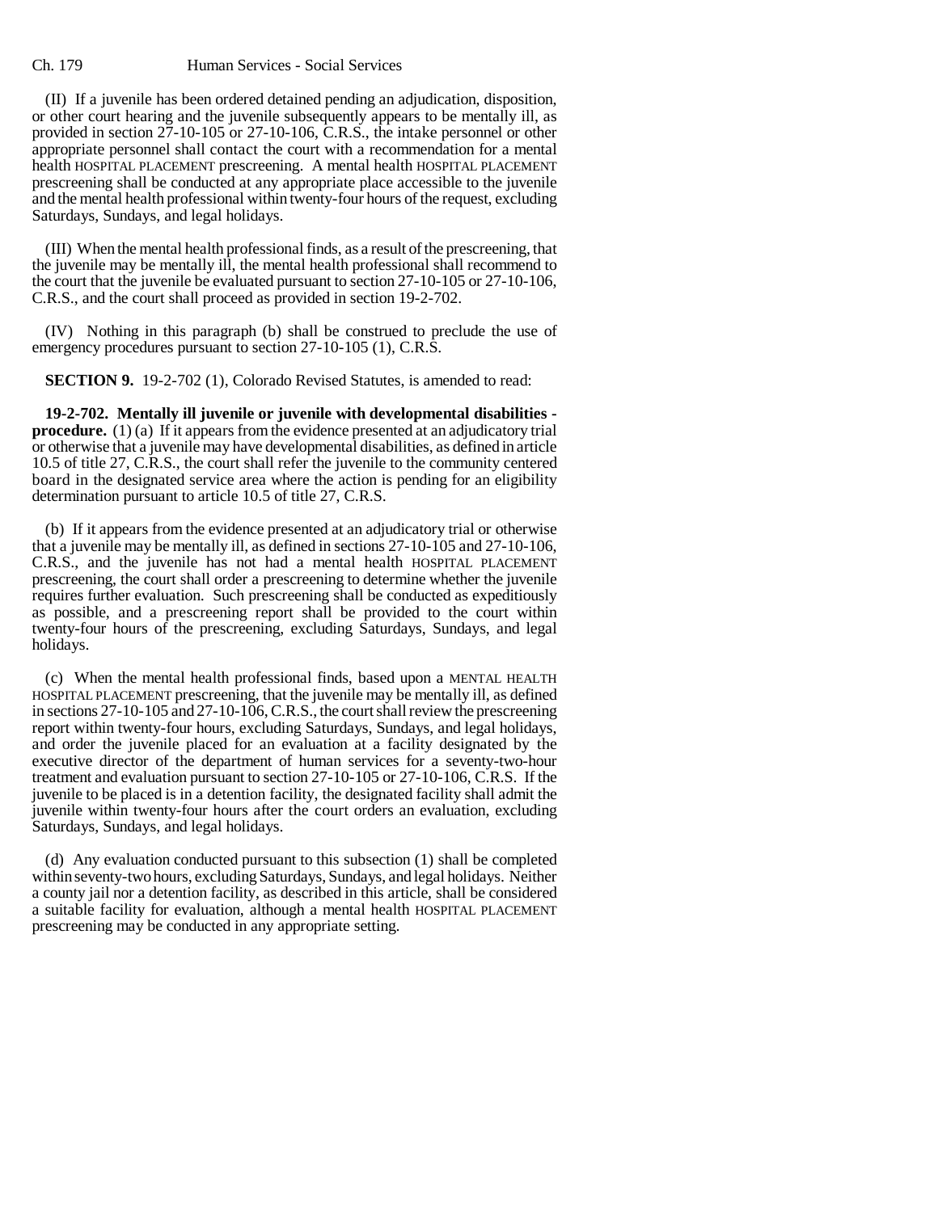(II) If a juvenile has been ordered detained pending an adjudication, disposition, or other court hearing and the juvenile subsequently appears to be mentally ill, as provided in section 27-10-105 or 27-10-106, C.R.S., the intake personnel or other appropriate personnel shall contact the court with a recommendation for a mental health HOSPITAL PLACEMENT prescreening. A mental health HOSPITAL PLACEMENT prescreening shall be conducted at any appropriate place accessible to the juvenile and the mental health professional within twenty-four hours of the request, excluding Saturdays, Sundays, and legal holidays.

(III) When the mental health professional finds, as a result of the prescreening, that the juvenile may be mentally ill, the mental health professional shall recommend to the court that the juvenile be evaluated pursuant to section 27-10-105 or 27-10-106, C.R.S., and the court shall proceed as provided in section 19-2-702.

(IV) Nothing in this paragraph (b) shall be construed to preclude the use of emergency procedures pursuant to section 27-10-105 (1), C.R.S.

**SECTION 9.** 19-2-702 (1), Colorado Revised Statutes, is amended to read:

**19-2-702. Mentally ill juvenile or juvenile with developmental disabilities - procedure.** (1) (a) If it appears from the evidence presented at an adjudicatory trial or otherwise that a juvenile may have developmental disabilities, as defined in article 10.5 of title 27, C.R.S., the court shall refer the juvenile to the community centered board in the designated service area where the action is pending for an eligibility determination pursuant to article 10.5 of title 27, C.R.S.

(b) If it appears from the evidence presented at an adjudicatory trial or otherwise that a juvenile may be mentally ill, as defined in sections 27-10-105 and 27-10-106, C.R.S., and the juvenile has not had a mental health HOSPITAL PLACEMENT prescreening, the court shall order a prescreening to determine whether the juvenile requires further evaluation. Such prescreening shall be conducted as expeditiously as possible, and a prescreening report shall be provided to the court within twenty-four hours of the prescreening, excluding Saturdays, Sundays, and legal holidays.

(c) When the mental health professional finds, based upon a MENTAL HEALTH HOSPITAL PLACEMENT prescreening, that the juvenile may be mentally ill, as defined in sections 27-10-105 and 27-10-106, C.R.S., the court shall review the prescreening report within twenty-four hours, excluding Saturdays, Sundays, and legal holidays, and order the juvenile placed for an evaluation at a facility designated by the executive director of the department of human services for a seventy-two-hour treatment and evaluation pursuant to section 27-10-105 or 27-10-106, C.R.S. If the juvenile to be placed is in a detention facility, the designated facility shall admit the juvenile within twenty-four hours after the court orders an evaluation, excluding Saturdays, Sundays, and legal holidays.

(d) Any evaluation conducted pursuant to this subsection (1) shall be completed within seventy-two hours, excluding Saturdays, Sundays, and legal holidays. Neither a county jail nor a detention facility, as described in this article, shall be considered a suitable facility for evaluation, although a mental health HOSPITAL PLACEMENT prescreening may be conducted in any appropriate setting.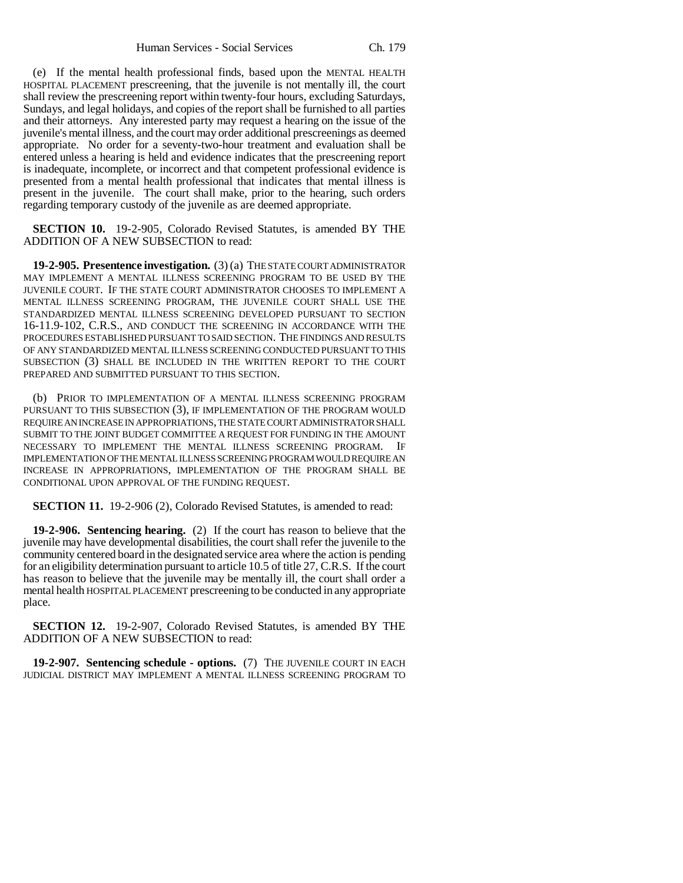(e) If the mental health professional finds, based upon the MENTAL HEALTH HOSPITAL PLACEMENT prescreening, that the juvenile is not mentally ill, the court shall review the prescreening report within twenty-four hours, excluding Saturdays, Sundays, and legal holidays, and copies of the report shall be furnished to all parties and their attorneys. Any interested party may request a hearing on the issue of the juvenile's mental illness, and the court may order additional prescreenings as deemed appropriate. No order for a seventy-two-hour treatment and evaluation shall be entered unless a hearing is held and evidence indicates that the prescreening report is inadequate, incomplete, or incorrect and that competent professional evidence is presented from a mental health professional that indicates that mental illness is present in the juvenile. The court shall make, prior to the hearing, such orders regarding temporary custody of the juvenile as are deemed appropriate.

**SECTION 10.** 19-2-905, Colorado Revised Statutes, is amended BY THE ADDITION OF A NEW SUBSECTION to read:

**19-2-905. Presentence investigation.** (3) (a) THE STATE COURT ADMINISTRATOR MAY IMPLEMENT A MENTAL ILLNESS SCREENING PROGRAM TO BE USED BY THE JUVENILE COURT. IF THE STATE COURT ADMINISTRATOR CHOOSES TO IMPLEMENT A MENTAL ILLNESS SCREENING PROGRAM, THE JUVENILE COURT SHALL USE THE STANDARDIZED MENTAL ILLNESS SCREENING DEVELOPED PURSUANT TO SECTION 16-11.9-102, C.R.S., AND CONDUCT THE SCREENING IN ACCORDANCE WITH THE PROCEDURES ESTABLISHED PURSUANT TO SAID SECTION. THE FINDINGS AND RESULTS OF ANY STANDARDIZED MENTAL ILLNESS SCREENING CONDUCTED PURSUANT TO THIS SUBSECTION (3) SHALL BE INCLUDED IN THE WRITTEN REPORT TO THE COURT PREPARED AND SUBMITTED PURSUANT TO THIS SECTION.

(b) PRIOR TO IMPLEMENTATION OF A MENTAL ILLNESS SCREENING PROGRAM PURSUANT TO THIS SUBSECTION (3), IF IMPLEMENTATION OF THE PROGRAM WOULD REQUIRE AN INCREASE IN APPROPRIATIONS, THE STATE COURT ADMINISTRATOR SHALL SUBMIT TO THE JOINT BUDGET COMMITTEE A REQUEST FOR FUNDING IN THE AMOUNT NECESSARY TO IMPLEMENT THE MENTAL ILLNESS SCREENING PROGRAM. IF IMPLEMENTATION OF THE MENTAL ILLNESS SCREENING PROGRAM WOULD REQUIRE AN INCREASE IN APPROPRIATIONS, IMPLEMENTATION OF THE PROGRAM SHALL BE CONDITIONAL UPON APPROVAL OF THE FUNDING REQUEST.

**SECTION 11.** 19-2-906 (2), Colorado Revised Statutes, is amended to read:

**19-2-906. Sentencing hearing.** (2) If the court has reason to believe that the juvenile may have developmental disabilities, the court shall refer the juvenile to the community centered board in the designated service area where the action is pending for an eligibility determination pursuant to article 10.5 of title 27, C.R.S. If the court has reason to believe that the juvenile may be mentally ill, the court shall order a mental health HOSPITAL PLACEMENT prescreening to be conducted in any appropriate place.

**SECTION 12.** 19-2-907, Colorado Revised Statutes, is amended BY THE ADDITION OF A NEW SUBSECTION to read:

**19-2-907. Sentencing schedule - options.** (7) THE JUVENILE COURT IN EACH JUDICIAL DISTRICT MAY IMPLEMENT A MENTAL ILLNESS SCREENING PROGRAM TO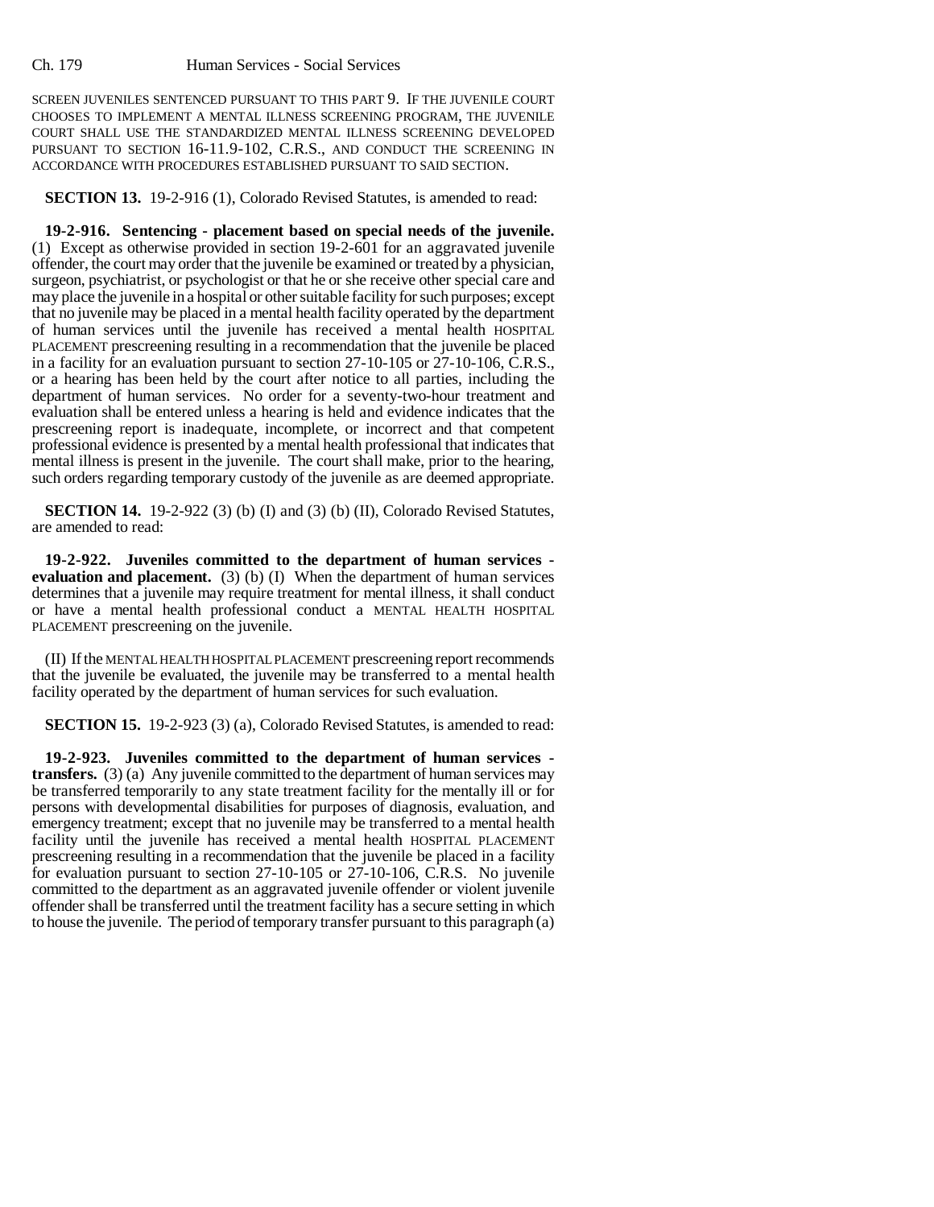SCREEN JUVENILES SENTENCED PURSUANT TO THIS PART 9. IF THE JUVENILE COURT CHOOSES TO IMPLEMENT A MENTAL ILLNESS SCREENING PROGRAM, THE JUVENILE COURT SHALL USE THE STANDARDIZED MENTAL ILLNESS SCREENING DEVELOPED PURSUANT TO SECTION 16-11.9-102, C.R.S., AND CONDUCT THE SCREENING IN ACCORDANCE WITH PROCEDURES ESTABLISHED PURSUANT TO SAID SECTION.

**SECTION 13.** 19-2-916 (1), Colorado Revised Statutes, is amended to read:

**19-2-916. Sentencing - placement based on special needs of the juvenile.** (1) Except as otherwise provided in section 19-2-601 for an aggravated juvenile offender, the court may order that the juvenile be examined or treated by a physician, surgeon, psychiatrist, or psychologist or that he or she receive other special care and may place the juvenile in a hospital or other suitable facility for such purposes; except that no juvenile may be placed in a mental health facility operated by the department of human services until the juvenile has received a mental health HOSPITAL PLACEMENT prescreening resulting in a recommendation that the juvenile be placed in a facility for an evaluation pursuant to section 27-10-105 or 27-10-106, C.R.S., or a hearing has been held by the court after notice to all parties, including the department of human services. No order for a seventy-two-hour treatment and evaluation shall be entered unless a hearing is held and evidence indicates that the prescreening report is inadequate, incomplete, or incorrect and that competent professional evidence is presented by a mental health professional that indicates that mental illness is present in the juvenile. The court shall make, prior to the hearing, such orders regarding temporary custody of the juvenile as are deemed appropriate.

**SECTION 14.** 19-2-922 (3) (b) (I) and (3) (b) (II), Colorado Revised Statutes, are amended to read:

**19-2-922. Juveniles committed to the department of human services - evaluation and placement.** (3) (b) (I) When the department of human services determines that a juvenile may require treatment for mental illness, it shall conduct or have a mental health professional conduct a MENTAL HEALTH HOSPITAL PLACEMENT prescreening on the juvenile.

(II) If the MENTAL HEALTH HOSPITAL PLACEMENT prescreening report recommends that the juvenile be evaluated, the juvenile may be transferred to a mental health facility operated by the department of human services for such evaluation.

**SECTION 15.** 19-2-923 (3) (a), Colorado Revised Statutes, is amended to read:

**19-2-923. Juveniles committed to the department of human services - transfers.** (3) (a) Any juvenile committed to the department of human services may be transferred temporarily to any state treatment facility for the mentally ill or for persons with developmental disabilities for purposes of diagnosis, evaluation, and emergency treatment; except that no juvenile may be transferred to a mental health facility until the juvenile has received a mental health HOSPITAL PLACEMENT prescreening resulting in a recommendation that the juvenile be placed in a facility for evaluation pursuant to section 27-10-105 or 27-10-106, C.R.S. No juvenile committed to the department as an aggravated juvenile offender or violent juvenile offender shall be transferred until the treatment facility has a secure setting in which to house the juvenile. The period of temporary transfer pursuant to this paragraph (a)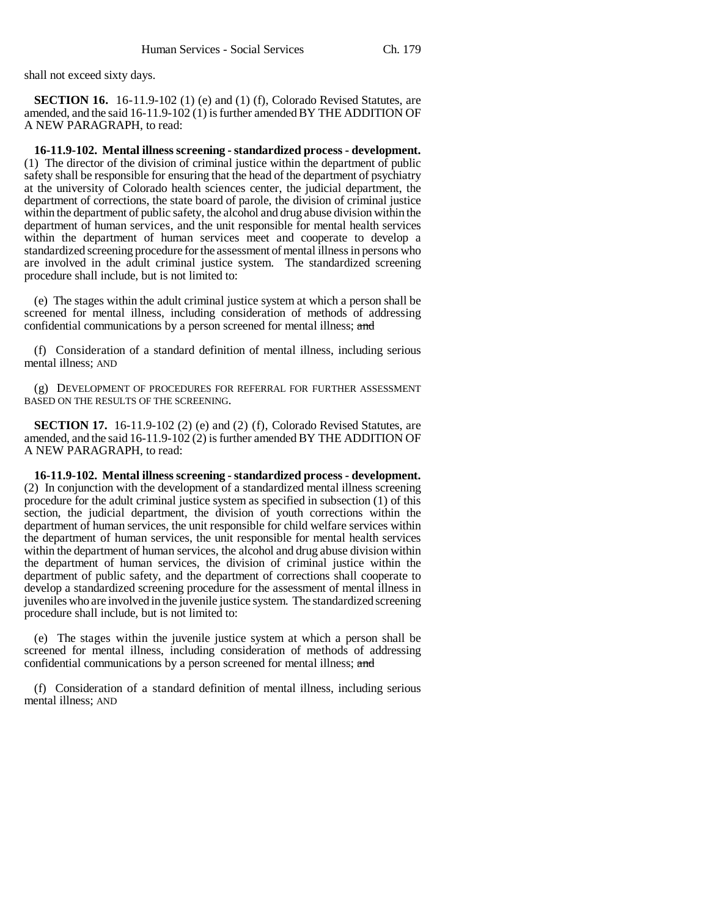shall not exceed sixty days.

**SECTION 16.** 16-11.9-102 (1) (e) and (1) (f), Colorado Revised Statutes, are amended, and the said 16-11.9-102 (1) is further amended BY THE ADDITION OF A NEW PARAGRAPH, to read:

**16-11.9-102. Mental illness screening - standardized process - development.** (1) The director of the division of criminal justice within the department of public safety shall be responsible for ensuring that the head of the department of psychiatry at the university of Colorado health sciences center, the judicial department, the department of corrections, the state board of parole, the division of criminal justice within the department of public safety, the alcohol and drug abuse division within the department of human services, and the unit responsible for mental health services within the department of human services meet and cooperate to develop a standardized screening procedure for the assessment of mental illness in persons who are involved in the adult criminal justice system. The standardized screening procedure shall include, but is not limited to:

(e) The stages within the adult criminal justice system at which a person shall be screened for mental illness, including consideration of methods of addressing confidential communications by a person screened for mental illness; ~~and~~

(f) Consideration of a standard definition of mental illness, including serious mental illness; AND

(g) DEVELOPMENT OF PROCEDURES FOR REFERRAL FOR FURTHER ASSESSMENT BASED ON THE RESULTS OF THE SCREENING.

**SECTION 17.** 16-11.9-102 (2) (e) and (2) (f), Colorado Revised Statutes, are amended, and the said 16-11.9-102 (2) is further amended BY THE ADDITION OF A NEW PARAGRAPH, to read:

**16-11.9-102. Mental illness screening - standardized process - development.** (2) In conjunction with the development of a standardized mental illness screening procedure for the adult criminal justice system as specified in subsection (1) of this section, the judicial department, the division of youth corrections within the department of human services, the unit responsible for child welfare services within the department of human services, the unit responsible for mental health services within the department of human services, the alcohol and drug abuse division within the department of human services, the division of criminal justice within the department of public safety, and the department of corrections shall cooperate to develop a standardized screening procedure for the assessment of mental illness in juveniles who are involved in the juvenile justice system. The standardized screening procedure shall include, but is not limited to:

(e) The stages within the juvenile justice system at which a person shall be screened for mental illness, including consideration of methods of addressing confidential communications by a person screened for mental illness; ~~and~~

(f) Consideration of a standard definition of mental illness, including serious mental illness; AND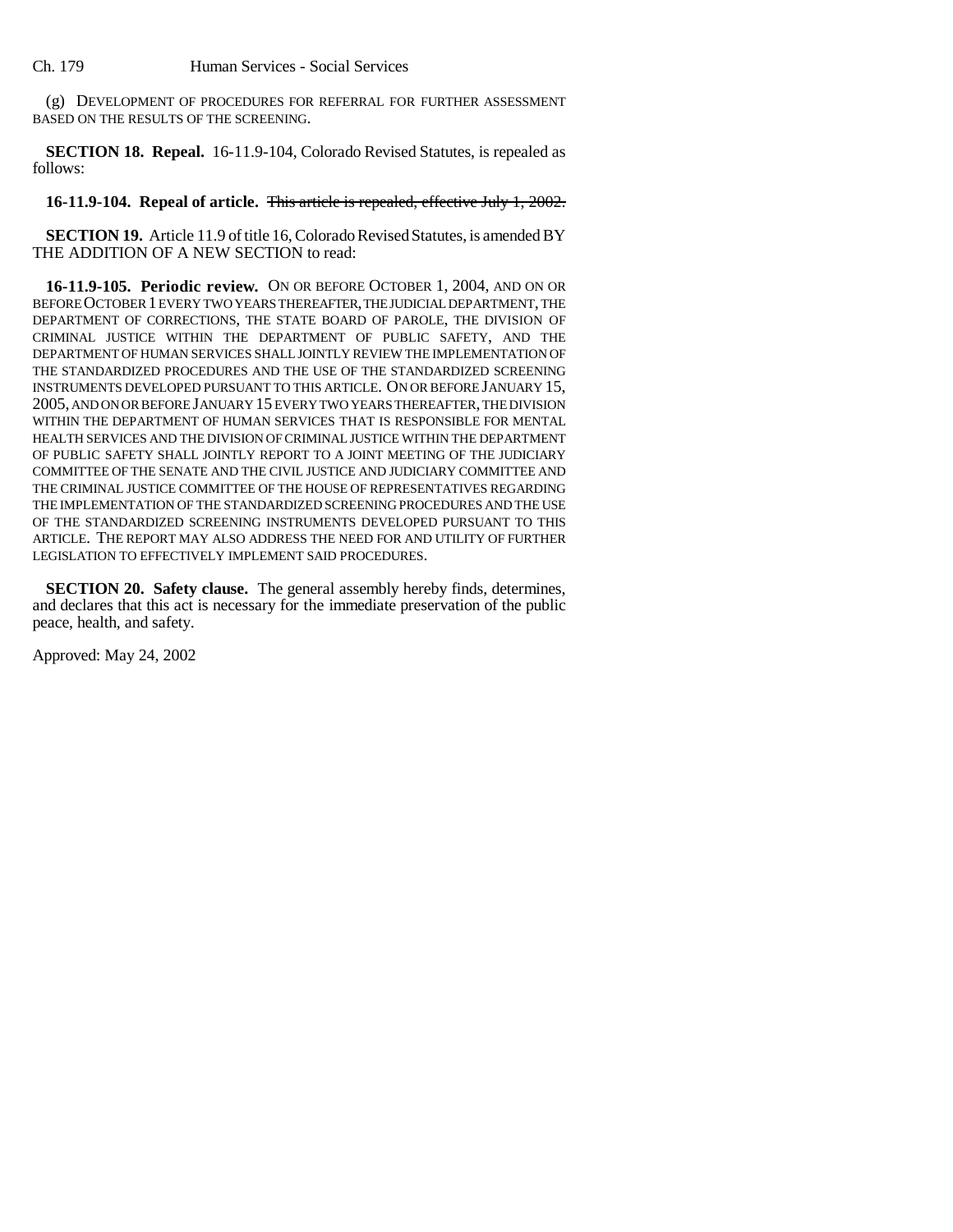(g) DEVELOPMENT OF PROCEDURES FOR REFERRAL FOR FURTHER ASSESSMENT BASED ON THE RESULTS OF THE SCREENING.

**SECTION 18. Repeal.** 16-11.9-104, Colorado Revised Statutes, is repealed as follows:

**16-11.9-104. Repeal of article.** ~~This article is repealed, effective July 1, 2002.~~

**SECTION 19.** Article 11.9 of title 16, Colorado Revised Statutes, is amended BY THE ADDITION OF A NEW SECTION to read:

**16-11.9-105. Periodic review.** ON OR BEFORE OCTOBER 1, 2004, AND ON OR BEFORE OCTOBER 1 EVERY TWO YEARS THEREAFTER, THE JUDICIAL DEPARTMENT, THE DEPARTMENT OF CORRECTIONS, THE STATE BOARD OF PAROLE, THE DIVISION OF CRIMINAL JUSTICE WITHIN THE DEPARTMENT OF PUBLIC SAFETY, AND THE DEPARTMENT OF HUMAN SERVICES SHALL JOINTLY REVIEW THE IMPLEMENTATION OF THE STANDARDIZED PROCEDURES AND THE USE OF THE STANDARDIZED SCREENING INSTRUMENTS DEVELOPED PURSUANT TO THIS ARTICLE. ON OR BEFORE JANUARY 15, 2005, AND ON OR BEFORE JANUARY 15 EVERY TWO YEARS THEREAFTER, THE DIVISION WITHIN THE DEPARTMENT OF HUMAN SERVICES THAT IS RESPONSIBLE FOR MENTAL HEALTH SERVICES AND THE DIVISION OF CRIMINAL JUSTICE WITHIN THE DEPARTMENT OF PUBLIC SAFETY SHALL JOINTLY REPORT TO A JOINT MEETING OF THE JUDICIARY COMMITTEE OF THE SENATE AND THE CIVIL JUSTICE AND JUDICIARY COMMITTEE AND THE CRIMINAL JUSTICE COMMITTEE OF THE HOUSE OF REPRESENTATIVES REGARDING THE IMPLEMENTATION OF THE STANDARDIZED SCREENING PROCEDURES AND THE USE OF THE STANDARDIZED SCREENING INSTRUMENTS DEVELOPED PURSUANT TO THIS ARTICLE. THE REPORT MAY ALSO ADDRESS THE NEED FOR AND UTILITY OF FURTHER LEGISLATION TO EFFECTIVELY IMPLEMENT SAID PROCEDURES.

**SECTION 20. Safety clause.** The general assembly hereby finds, determines, and declares that this act is necessary for the immediate preservation of the public peace, health, and safety.

Approved: May 24, 2002